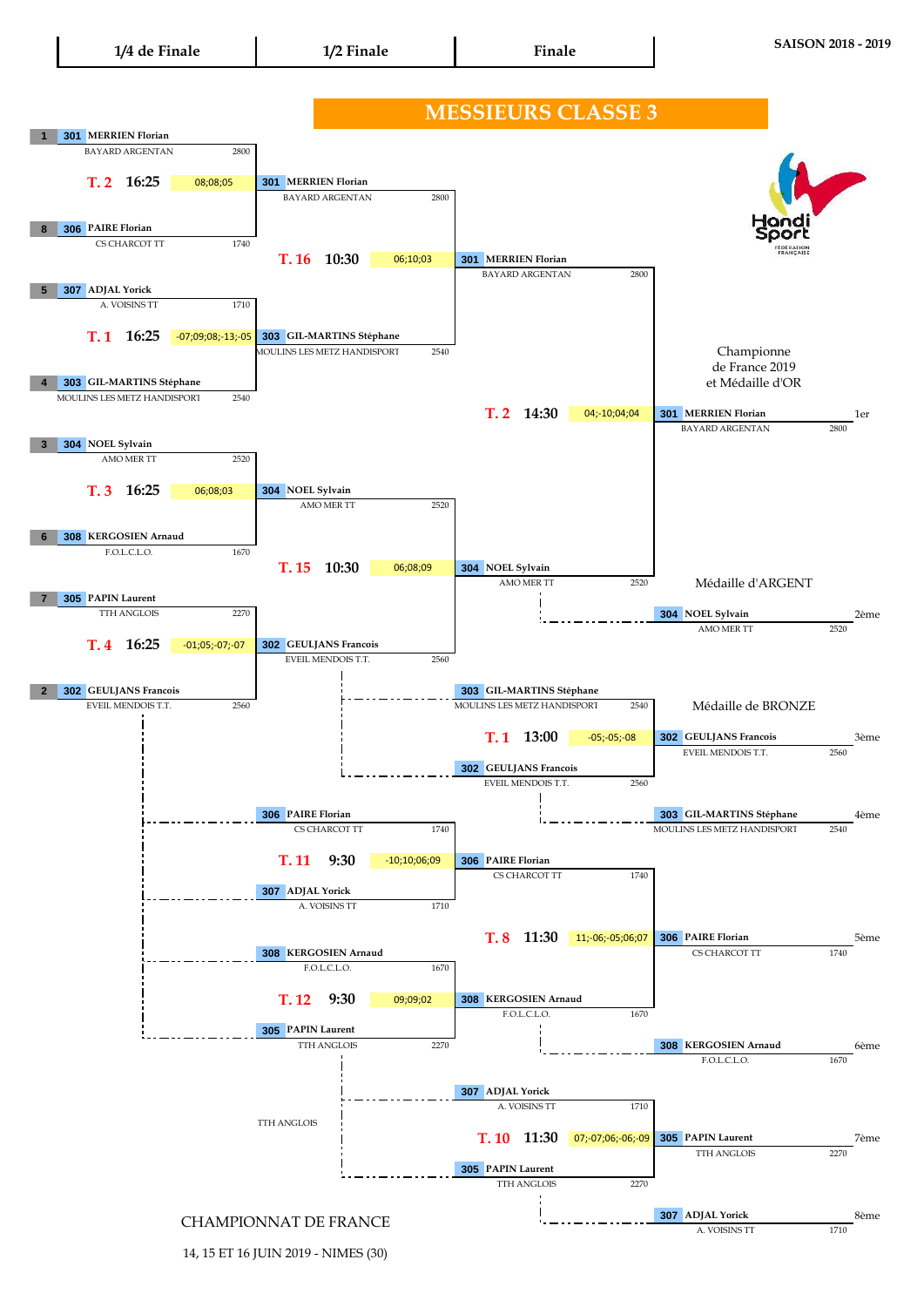SAISON 2018 - 2019

| 1/4 de Finale | 1/2 Finale | Finale |
|---|---|---|

# MESSIEURS CLASSE 3

## 1/4 de Finale

| Seed | N° | Joueur | Club | Points |
|---|---|---|---|---|
| 1 | 301 | MERRIEN Florian | BAYARD ARGENTAN | 2800 |
| 8 | 306 | PAIRE Florian | CS CHARCOT TT | 1740 |
| 5 | 307 | ADJAL Yorick | A. VOISINS TT | 1710 |
| 4 | 303 | GIL-MARTINS Stéphane | MOULINS LES METZ HANDISPORT | 2540 |
| 3 | 304 | NOEL Sylvain | AMO MER TT | 2520 |
| 6 | 308 | KERGOSIEN Arnaud | F.O.L.C.L.O. | 1670 |
| 7 | 305 | PAPIN Laurent | TTH ANGLOIS | 2270 |
| 2 | 302 | GEULJANS Francois | EVEIL MENDOIS T.T. | 2560 |

| Table | Heure | Score | Vainqueur |
|---|---|---|---|
| T. 2 | 16:25 | 08;08;05 | 301 MERRIEN Florian – BAYARD ARGENTAN – 2800 |
| T. 1 | 16:25 | -07;09;08;-13;-05 | 303 GIL-MARTINS Stéphane – MOULINS LES METZ HANDISPORT – 2540 |
| T. 3 | 16:25 | 06;08;03 | 304 NOEL Sylvain – AMO MER TT – 2520 |
| T. 4 | 16:25 | -01;05;-07;-07 | 302 GEULJANS Francois – EVEIL MENDOIS T.T. – 2560 |

## 1/2 Finale

| Table | Heure | Score | Vainqueur |
|---|---|---|---|
| T. 16 | 10:30 | 06;10;03 | 301 MERRIEN Florian – BAYARD ARGENTAN – 2800 |
| T. 15 | 10:30 | 06;08;09 | 304 NOEL Sylvain – AMO MER TT – 2520 |

## Finale

| Table | Heure | Score | Vainqueur |
|---|---|---|---|
| T. 2 | 14:30 | 04;-10;04;04 | 301 MERRIEN Florian – BAYARD ARGENTAN – 2800 |

## Match pour la 3ème place

303 GIL-MARTINS Stéphane – MOULINS LES METZ HANDISPORT – 2540
302 GEULJANS Francois – EVEIL MENDOIS T.T. – 2560

| Table | Heure | Score | Vainqueur |
|---|---|---|---|
| T. 1 | 13:00 | -05;-05;-08 | 302 GEULJANS Francois – EVEIL MENDOIS T.T. – 2560 |

## Places 5 à 8

| Table | Heure | Score | Vainqueur |
|---|---|---|---|
| T. 11 | 9:30 | -10;10;06;09 | 306 PAIRE Florian – CS CHARCOT TT – 1740 (contre 307 ADJAL Yorick – A. VOISINS TT – 1710) |
| T. 12 | 9:30 | 09;09;02 | 308 KERGOSIEN Arnaud – F.O.L.C.L.O. – 1670 (contre 305 PAPIN Laurent – TTH ANGLOIS – 2270) |
| T. 8 | 11:30 | 11;-06;-05;06;07 | 306 PAIRE Florian – CS CHARCOT TT – 1740 |
| T. 10 | 11:30 | 07;-07;06;-06;-09 | 305 PAPIN Laurent – TTH ANGLOIS – 2270 (contre 307 ADJAL Yorick – A. VOISINS TT – 1710) |

TTH ANGLOIS

## Classement

Championne de France 2019 et Médaille d'OR

| Place | N° | Joueur | Club | Points |
|---|---|---|---|---|
| 1er | 301 | MERRIEN Florian | BAYARD ARGENTAN | 2800 |
| 2ème | 304 | NOEL Sylvain | AMO MER TT | 2520 |
| 3ème | 302 | GEULJANS Francois | EVEIL MENDOIS T.T. | 2560 |
| 4ème | 303 | GIL-MARTINS Stéphane | MOULINS LES METZ HANDISPORT | 2540 |
| 5ème | 306 | PAIRE Florian | CS CHARCOT TT | 1740 |
| 6ème | 308 | KERGOSIEN Arnaud | F.O.L.C.L.O. | 1670 |
| 7ème | 305 | PAPIN Laurent | TTH ANGLOIS | 2270 |
| 8ème | 307 | ADJAL Yorick | A. VOISINS TT | 1710 |

Médaille d'ARGENT : NOEL Sylvain

Médaille de BRONZE : GEULJANS Francois

CHAMPIONNAT DE FRANCE

14, 15 ET 16 JUIN 2019 - NIMES (30)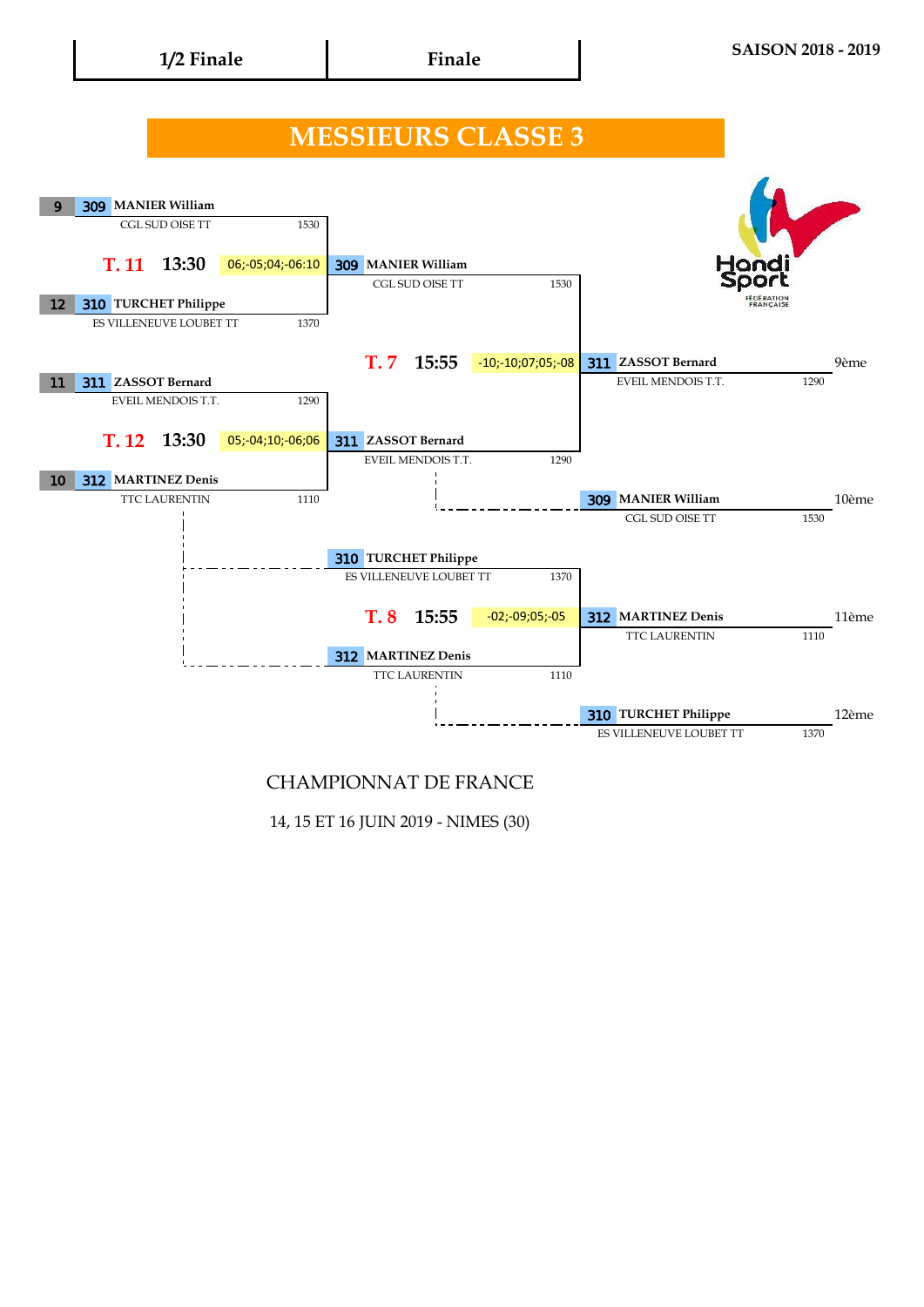| 1/2 Finale | Finale |
|---|---|

SAISON 2018 - 2019

# MESSIEURS CLASSE 3

**1/2 Finale**

9 — 309 **MANIER William** — CGL SUD OISE TT — 1530

**T. 11** **13:30** 06;-05;04;-06;10

12 — 310 **TURCHET Philippe** — ES VILLENEUVE LOUBET TT — 1370

11 — 311 **ZASSOT Bernard** — EVEIL MENDOIS T.T. — 1290

**T. 12** **13:30** 05;-04;10;-06;06

10 — 312 **MARTINEZ Denis** — TTC LAURENTIN — 1110

**Finale**

309 **MANIER William** — CGL SUD OISE TT — 1530

**T. 7** **15:55** -10;-10;07;05;-08

311 **ZASSOT Bernard** — EVEIL MENDOIS T.T. — 1290

310 **TURCHET Philippe** — ES VILLENEUVE LOUBET TT — 1370

**T. 8** **15:55** -02;-09;05;-05

312 **MARTINEZ Denis** — TTC LAURENTIN — 1110

**Classement**

| Place | N° | Nom | Club | Points |
|---|---|---|---|---|
| 9ème | 311 | ZASSOT Bernard | EVEIL MENDOIS T.T. | 1290 |
| 10ème | 309 | MANIER William | CGL SUD OISE TT | 1530 |
| 11ème | 312 | MARTINEZ Denis | TTC LAURENTIN | 1110 |
| 12ème | 310 | TURCHET Philippe | ES VILLENEUVE LOUBET TT | 1370 |

Handi Sport FÉDÉRATION FRANÇAISE

CHAMPIONNAT DE FRANCE

14, 15 ET 16 JUIN 2019 - NIMES (30)